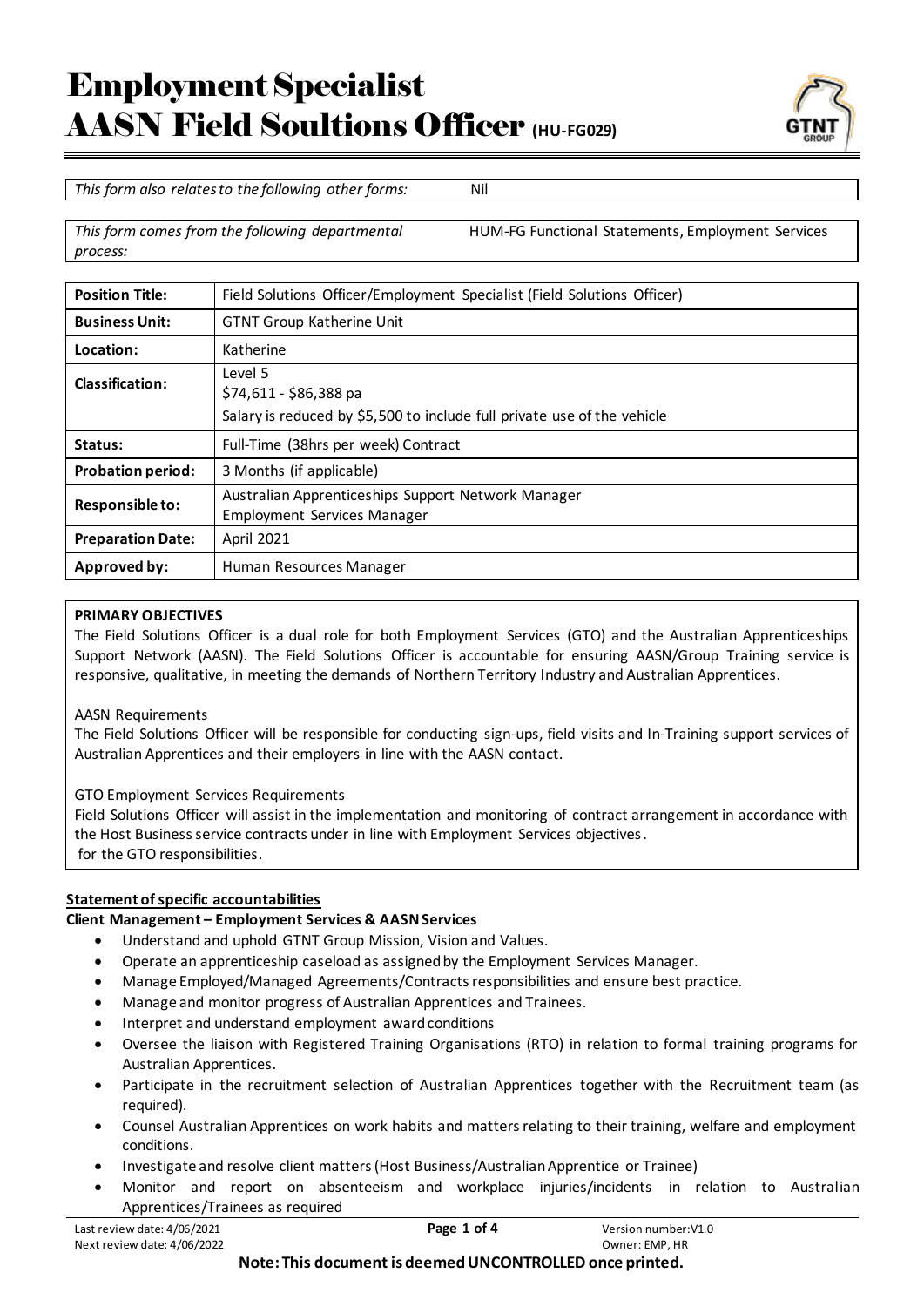# Employment Specialist
# AASN Field Soultions Officer (HU-FG029)

| *This form also relates to the following other forms:* | Nil |
|---|---|

| *This form comes from the following departmental process:* | HUM-FG Functional Statements, Employment Services |
|---|---|

| **Position Title:** | Field Solutions Officer/Employment Specialist (Field Solutions Officer) |
|---|---|
| **Business Unit:** | GTNT Group Katherine Unit |
| **Location:** | Katherine |
| **Classification:** | Level 5<br>$74,611 - $86,388 pa<br>Salary is reduced by $5,500 to include full private use of the vehicle |
| **Status:** | Full-Time (38hrs per week) Contract |
| **Probation period:** | 3 Months (if applicable) |
| **Responsible to:** | Australian Apprenticeships Support Network Manager<br>Employment Services Manager |
| **Preparation Date:** | April 2021 |
| **Approved by:** | Human Resources Manager |

**PRIMARY OBJECTIVES**

The Field Solutions Officer is a dual role for both Employment Services (GTO) and the Australian Apprenticeships Support Network (AASN). The Field Solutions Officer is accountable for ensuring AASN/Group Training service is responsive, qualitative, in meeting the demands of Northern Territory Industry and Australian Apprentices.

AASN Requirements

The Field Solutions Officer will be responsible for conducting sign-ups, field visits and In-Training support services of Australian Apprentices and their employers in line with the AASN contact.

GTO Employment Services Requirements

Field Solutions Officer will assist in the implementation and monitoring of contract arrangement in accordance with the Host Business service contracts under in line with Employment Services objectives.
for the GTO responsibilities.

**Statement of specific accountabilities**

**Client Management – Employment Services & AASN Services**

- Understand and uphold GTNT Group Mission, Vision and Values.
- Operate an apprenticeship caseload as assigned by the Employment Services Manager.
- Manage Employed/Managed Agreements/Contracts responsibilities and ensure best practice.
- Manage and monitor progress of Australian Apprentices and Trainees.
- Interpret and understand employment award conditions
- Oversee the liaison with Registered Training Organisations (RTO) in relation to formal training programs for Australian Apprentices.
- Participate in the recruitment selection of Australian Apprentices together with the Recruitment team (as required).
- Counsel Australian Apprentices on work habits and matters relating to their training, welfare and employment conditions.
- Investigate and resolve client matters (Host Business/Australian Apprentice or Trainee)
- Monitor and report on absenteeism and workplace injuries/incidents in relation to Australian Apprentices/Trainees as required

**Note: This document is deemed UNCONTROLLED once printed.**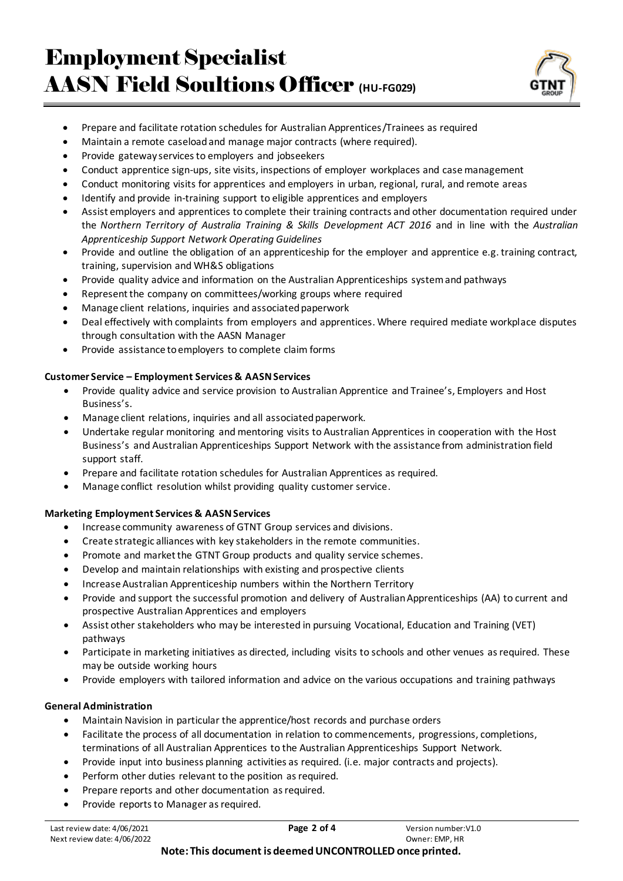- Prepare and facilitate rotation schedules for Australian Apprentices/Trainees as required
- Maintain a remote caseload and manage major contracts (where required).
- Provide gateway services to employers and jobseekers
- Conduct apprentice sign-ups, site visits, inspections of employer workplaces and case management
- Conduct monitoring visits for apprentices and employers in urban, regional, rural, and remote areas
- Identify and provide in-training support to eligible apprentices and employers
- Assist employers and apprentices to complete their training contracts and other documentation required under the *Northern Territory of Australia Training & Skills Development ACT 2016* and in line with the *Australian Apprenticeship Support Network Operating Guidelines*
- Provide and outline the obligation of an apprenticeship for the employer and apprentice e.g. training contract, training, supervision and WH&S obligations
- Provide quality advice and information on the Australian Apprenticeships system and pathways
- Represent the company on committees/working groups where required
- Manage client relations, inquiries and associated paperwork
- Deal effectively with complaints from employers and apprentices. Where required mediate workplace disputes through consultation with the AASN Manager
- Provide assistance to employers to complete claim forms

**Customer Service – Employment Services & AASN Services**

- Provide quality advice and service provision to Australian Apprentice and Trainee's, Employers and Host Business's.
- Manage client relations, inquiries and all associated paperwork.
- Undertake regular monitoring and mentoring visits to Australian Apprentices in cooperation with the Host Business's and Australian Apprenticeships Support Network with the assistance from administration field support staff.
- Prepare and facilitate rotation schedules for Australian Apprentices as required.
- Manage conflict resolution whilst providing quality customer service.

**Marketing Employment Services & AASN Services**

- Increase community awareness of GTNT Group services and divisions.
- Create strategic alliances with key stakeholders in the remote communities.
- Promote and market the GTNT Group products and quality service schemes.
- Develop and maintain relationships with existing and prospective clients
- Increase Australian Apprenticeship numbers within the Northern Territory
- Provide and support the successful promotion and delivery of Australian Apprenticeships (AA) to current and prospective Australian Apprentices and employers
- Assist other stakeholders who may be interested in pursuing Vocational, Education and Training (VET) pathways
- Participate in marketing initiatives as directed, including visits to schools and other venues as required. These may be outside working hours
- Provide employers with tailored information and advice on the various occupations and training pathways

**General Administration**

- Maintain Navision in particular the apprentice/host records and purchase orders
- Facilitate the process of all documentation in relation to commencements, progressions, completions, terminations of all Australian Apprentices to the Australian Apprenticeships Support Network.
- Provide input into business planning activities as required. (i.e. major contracts and projects).
- Perform other duties relevant to the position as required.
- Prepare reports and other documentation as required.
- Provide reports to Manager as required.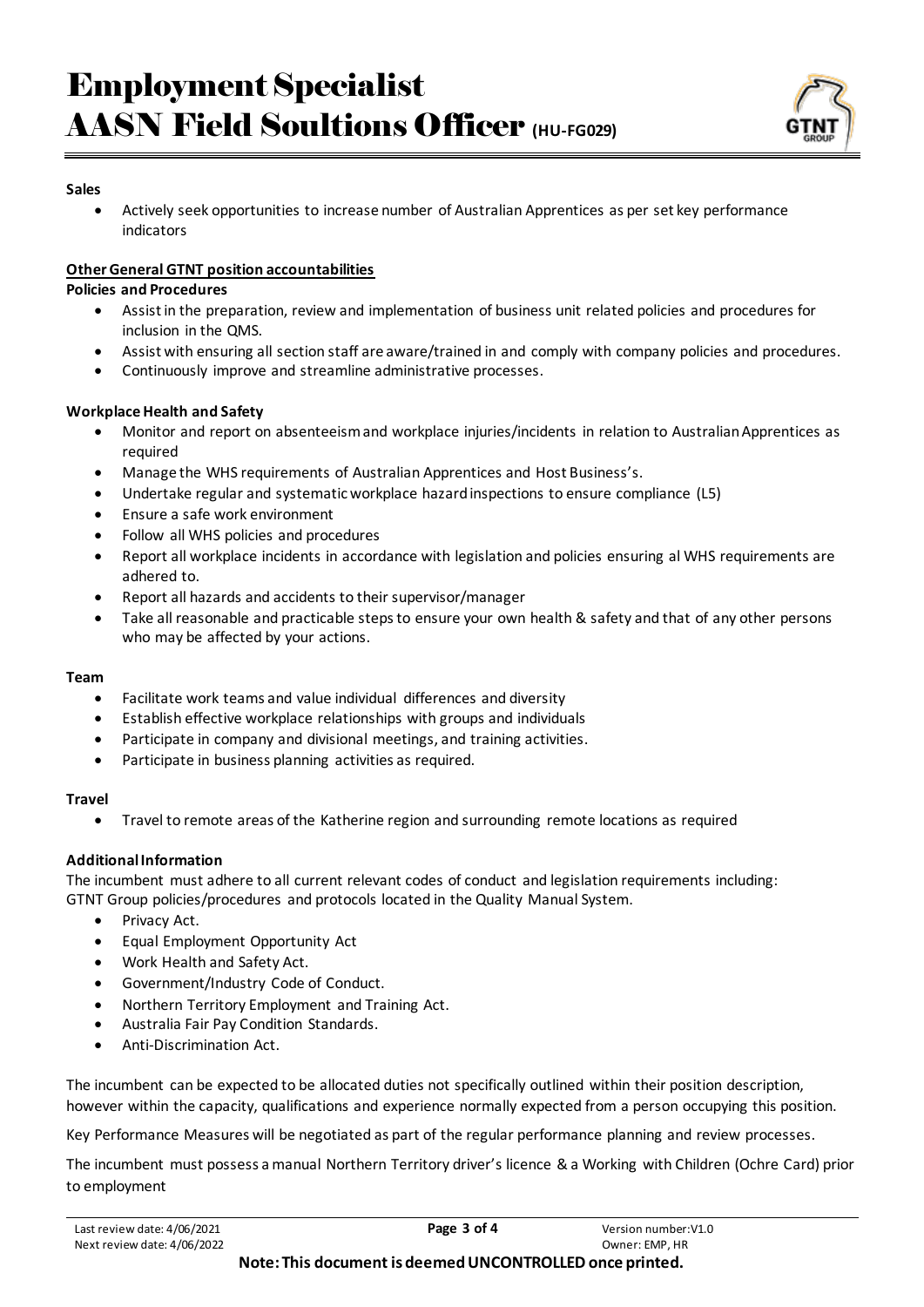**Sales**

- Actively seek opportunities to increase number of Australian Apprentices as per set key performance indicators

**Other General GTNT position accountabilities**

**Policies and Procedures**

- Assist in the preparation, review and implementation of business unit related policies and procedures for inclusion in the QMS.
- Assist with ensuring all section staff are aware/trained in and comply with company policies and procedures.
- Continuously improve and streamline administrative processes.

**Workplace Health and Safety**

- Monitor and report on absenteeism and workplace injuries/incidents in relation to Australian Apprentices as required
- Manage the WHS requirements of Australian Apprentices and Host Business's.
- Undertake regular and systematic workplace hazard inspections to ensure compliance (L5)
- Ensure a safe work environment
- Follow all WHS policies and procedures
- Report all workplace incidents in accordance with legislation and policies ensuring al WHS requirements are adhered to.
- Report all hazards and accidents to their supervisor/manager
- Take all reasonable and practicable steps to ensure your own health & safety and that of any other persons who may be affected by your actions.

**Team**

- Facilitate work teams and value individual differences and diversity
- Establish effective workplace relationships with groups and individuals
- Participate in company and divisional meetings, and training activities.
- Participate in business planning activities as required.

**Travel**

- Travel to remote areas of the Katherine region and surrounding remote locations as required

**Additional Information**

The incumbent must adhere to all current relevant codes of conduct and legislation requirements including:
GTNT Group policies/procedures and protocols located in the Quality Manual System.

- Privacy Act.
- Equal Employment Opportunity Act
- Work Health and Safety Act.
- Government/Industry Code of Conduct.
- Northern Territory Employment and Training Act.
- Australia Fair Pay Condition Standards.
- Anti-Discrimination Act.

The incumbent can be expected to be allocated duties not specifically outlined within their position description, however within the capacity, qualifications and experience normally expected from a person occupying this position.

Key Performance Measures will be negotiated as part of the regular performance planning and review processes.

The incumbent must possess a manual Northern Territory driver's licence & a Working with Children (Ochre Card) prior to employment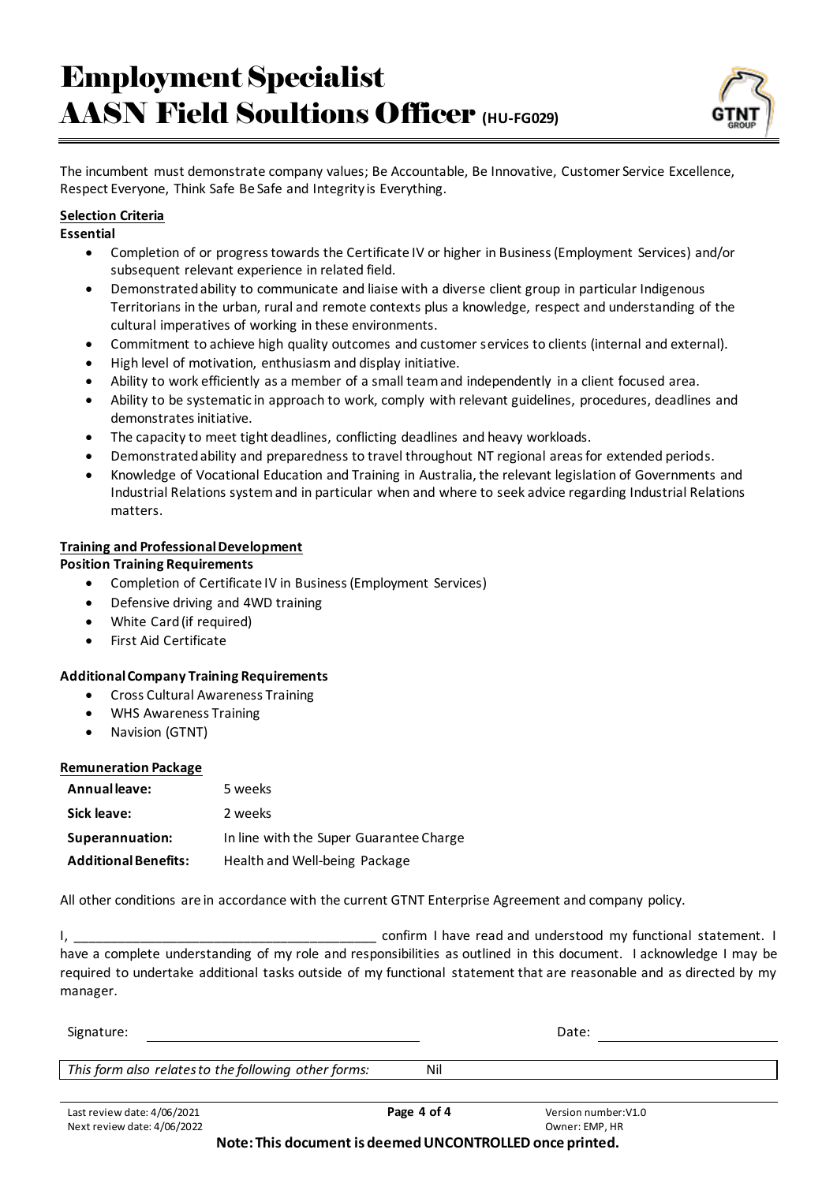# Employment Specialist
# AASN Field Soultions Officer (HU-FG029)

The incumbent must demonstrate company values; Be Accountable, Be Innovative, Customer Service Excellence, Respect Everyone, Think Safe Be Safe and Integrity is Everything.

**Selection Criteria**

**Essential**

- Completion of or progress towards the Certificate IV or higher in Business (Employment Services) and/or subsequent relevant experience in related field.
- Demonstrated ability to communicate and liaise with a diverse client group in particular Indigenous Territorians in the urban, rural and remote contexts plus a knowledge, respect and understanding of the cultural imperatives of working in these environments.
- Commitment to achieve high quality outcomes and customer services to clients (internal and external).
- High level of motivation, enthusiasm and display initiative.
- Ability to work efficiently as a member of a small team and independently in a client focused area.
- Ability to be systematic in approach to work, comply with relevant guidelines, procedures, deadlines and demonstrates initiative.
- The capacity to meet tight deadlines, conflicting deadlines and heavy workloads.
- Demonstrated ability and preparedness to travel throughout NT regional areas for extended periods.
- Knowledge of Vocational Education and Training in Australia, the relevant legislation of Governments and Industrial Relations system and in particular when and where to seek advice regarding Industrial Relations matters.

**Training and Professional Development**

**Position Training Requirements**

- Completion of Certificate IV in Business (Employment Services)
- Defensive driving and 4WD training
- White Card (if required)
- First Aid Certificate

**Additional Company Training Requirements**

- Cross Cultural Awareness Training
- WHS Awareness Training
- Navision (GTNT)

**Remuneration Package**

| | |
|---|---|
| **Annual leave:** | 5 weeks |
| **Sick leave:** | 2 weeks |
| **Superannuation:** | In line with the Super Guarantee Charge |
| **Additional Benefits:** | Health and Well-being Package |

All other conditions are in accordance with the current GTNT Enterprise Agreement and company policy.

I, __________________________________________ confirm I have read and understood my functional statement. I have a complete understanding of my role and responsibilities as outlined in this document. I acknowledge I may be required to undertake additional tasks outside of my functional statement that are reasonable and as directed by my manager.

Signature: ____________________________ Date: ____________________

| | |
|---|---|
| *This form also relates to the following other forms:* | Nil |

Last review date: 4/06/2021
Next review date: 4/06/2022
Version number: V1.0
Owner: EMP, HR

**Note: This document is deemed UNCONTROLLED once printed.**